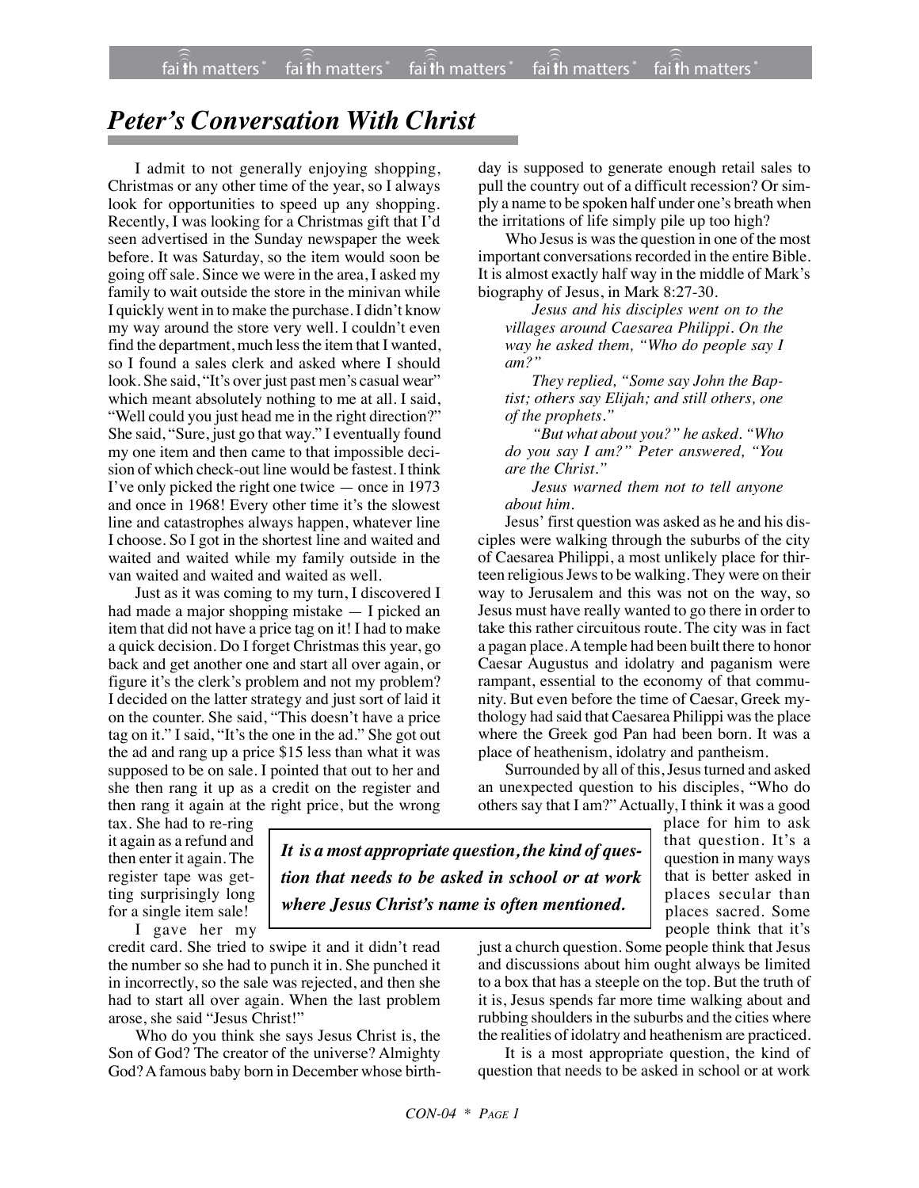# *Peter's Conversation With Christ*

I admit to not generally enjoying shopping, Christmas or any other time of the year, so I always look for opportunities to speed up any shopping. Recently, I was looking for a Christmas gift that I'd seen advertised in the Sunday newspaper the week before. It was Saturday, so the item would soon be going off sale. Since we were in the area, I asked my family to wait outside the store in the minivan while I quickly went in to make the purchase. I didn't know my way around the store very well. I couldn't even find the department, much less the item that I wanted, so I found a sales clerk and asked where I should look. She said, "It's over just past men's casual wear" which meant absolutely nothing to me at all. I said, "Well could you just head me in the right direction?" She said, "Sure, just go that way." I eventually found my one item and then came to that impossible decision of which check-out line would be fastest. I think I've only picked the right one twice — once in 1973 and once in 1968! Every other time it's the slowest line and catastrophes always happen, whatever line I choose. So I got in the shortest line and waited and waited and waited while my family outside in the van waited and waited and waited as well.

Just as it was coming to my turn, I discovered I had made a major shopping mistake — I picked an item that did not have a price tag on it! I had to make a quick decision. Do I forget Christmas this year, go back and get another one and start all over again, or figure it's the clerk's problem and not my problem? I decided on the latter strategy and just sort of laid it on the counter. She said, "This doesn't have a price tag on it." I said, "It's the one in the ad." She got out the ad and rang up a price $15 less than what it was supposed to be on sale. I pointed that out to her and she then rang it up as a credit on the register and then rang it again at the right price, but the wrong tax. She had to re-ring it again as a refund and then enter it again. The register tape was getting surprisingly long for a single item sale!

I gave her my credit card. She tried to swipe it and it didn't read the number so she had to punch it in. She punched it in incorrectly, so the sale was rejected, and then she had to start all over again. When the last problem arose, she said "Jesus Christ!"

Who do you think she says Jesus Christ is, the Son of God? The creator of the universe? Almighty God? A famous baby born in December whose birthday is supposed to generate enough retail sales to pull the country out of a difficult recession? Or simply a name to be spoken half under one's breath when the irritations of life simply pile up too high?

Who Jesus is was the question in one of the most important conversations recorded in the entire Bible. It is almost exactly half way in the middle of Mark's biography of Jesus, in Mark 8:27-30.

> *Jesus and his disciples went on to the villages around Caesarea Philippi. On the way he asked them, "Who do people say I am?"*
>
> *They replied, "Some say John the Baptist; others say Elijah; and still others, one of the prophets."*
>
> *"But what about you?" he asked. "Who do you say I am?" Peter answered, "You are the Christ."*
>
> *Jesus warned them not to tell anyone about him.*

Jesus' first question was asked as he and his disciples were walking through the suburbs of the city of Caesarea Philippi, a most unlikely place for thirteen religious Jews to be walking. They were on their way to Jerusalem and this was not on the way, so Jesus must have really wanted to go there in order to take this rather circuitous route. The city was in fact a pagan place. A temple had been built there to honor Caesar Augustus and idolatry and paganism were rampant, essential to the economy of that community. But even before the time of Caesar, Greek mythology had said that Caesarea Philippi was the place where the Greek god Pan had been born. It was a place of heathenism, idolatry and pantheism.

Surrounded by all of this, Jesus turned and asked an unexpected question to his disciples, "Who do others say that I am?" Actually, I think it was a good place for him to ask that question. It's a question in many ways that is better asked in places secular than places sacred. Some people think that it's just a church question. Some people think that Jesus and discussions about him ought always be limited to a box that has a steeple on the top. But the truth of it is, Jesus spends far more time walking about and rubbing shoulders in the suburbs and the cities where the realities of idolatry and heathenism are practiced.

> ***It is a most appropriate question, the kind of question that needs to be asked in school or at work where Jesus Christ's name is often mentioned.***

It is a most appropriate question, the kind of question that needs to be asked in school or at work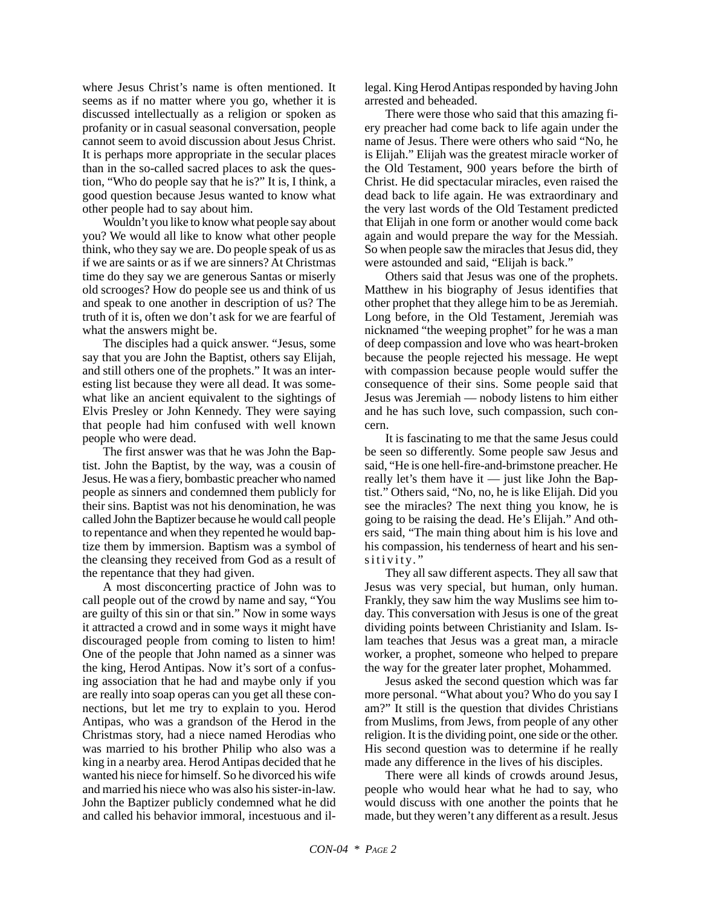where Jesus Christ's name is often mentioned. It seems as if no matter where you go, whether it is discussed intellectually as a religion or spoken as profanity or in casual seasonal conversation, people cannot seem to avoid discussion about Jesus Christ. It is perhaps more appropriate in the secular places than in the so-called sacred places to ask the question, "Who do people say that he is?" It is, I think, a good question because Jesus wanted to know what other people had to say about him.

Wouldn't you like to know what people say about you? We would all like to know what other people think, who they say we are. Do people speak of us as if we are saints or as if we are sinners? At Christmas time do they say we are generous Santas or miserly old scrooges? How do people see us and think of us and speak to one another in description of us? The truth of it is, often we don't ask for we are fearful of what the answers might be.

The disciples had a quick answer. "Jesus, some say that you are John the Baptist, others say Elijah, and still others one of the prophets." It was an interesting list because they were all dead. It was somewhat like an ancient equivalent to the sightings of Elvis Presley or John Kennedy. They were saying that people had him confused with well known people who were dead.

The first answer was that he was John the Baptist. John the Baptist, by the way, was a cousin of Jesus. He was a fiery, bombastic preacher who named people as sinners and condemned them publicly for their sins. Baptist was not his denomination, he was called John the Baptizer because he would call people to repentance and when they repented he would baptize them by immersion. Baptism was a symbol of the cleansing they received from God as a result of the repentance that they had given.

A most disconcerting practice of John was to call people out of the crowd by name and say, "You are guilty of this sin or that sin." Now in some ways it attracted a crowd and in some ways it might have discouraged people from coming to listen to him! One of the people that John named as a sinner was the king, Herod Antipas. Now it's sort of a confusing association that he had and maybe only if you are really into soap operas can you get all these connections, but let me try to explain to you. Herod Antipas, who was a grandson of the Herod in the Christmas story, had a niece named Herodias who was married to his brother Philip who also was a king in a nearby area. Herod Antipas decided that he wanted his niece for himself. So he divorced his wife and married his niece who was also his sister-in-law. John the Baptizer publicly condemned what he did and called his behavior immoral, incestuous and illegal. King Herod Antipas responded by having John arrested and beheaded.

There were those who said that this amazing fiery preacher had come back to life again under the name of Jesus. There were others who said "No, he is Elijah." Elijah was the greatest miracle worker of the Old Testament, 900 years before the birth of Christ. He did spectacular miracles, even raised the dead back to life again. He was extraordinary and the very last words of the Old Testament predicted that Elijah in one form or another would come back again and would prepare the way for the Messiah. So when people saw the miracles that Jesus did, they were astounded and said, "Elijah is back."

Others said that Jesus was one of the prophets. Matthew in his biography of Jesus identifies that other prophet that they allege him to be as Jeremiah. Long before, in the Old Testament, Jeremiah was nicknamed "the weeping prophet" for he was a man of deep compassion and love who was heart-broken because the people rejected his message. He wept with compassion because people would suffer the consequence of their sins. Some people said that Jesus was Jeremiah — nobody listens to him either and he has such love, such compassion, such concern.

It is fascinating to me that the same Jesus could be seen so differently. Some people saw Jesus and said, "He is one hell-fire-and-brimstone preacher. He really let's them have it — just like John the Baptist." Others said, "No, no, he is like Elijah. Did you see the miracles? The next thing you know, he is going to be raising the dead. He's Elijah." And others said, "The main thing about him is his love and his compassion, his tenderness of heart and his sensitivity."

They all saw different aspects. They all saw that Jesus was very special, but human, only human. Frankly, they saw him the way Muslims see him today. This conversation with Jesus is one of the great dividing points between Christianity and Islam. Islam teaches that Jesus was a great man, a miracle worker, a prophet, someone who helped to prepare the way for the greater later prophet, Mohammed.

Jesus asked the second question which was far more personal. "What about you? Who do you say I am?" It still is the question that divides Christians from Muslims, from Jews, from people of any other religion. It is the dividing point, one side or the other. His second question was to determine if he really made any difference in the lives of his disciples.

There were all kinds of crowds around Jesus, people who would hear what he had to say, who would discuss with one another the points that he made, but they weren't any different as a result. Jesus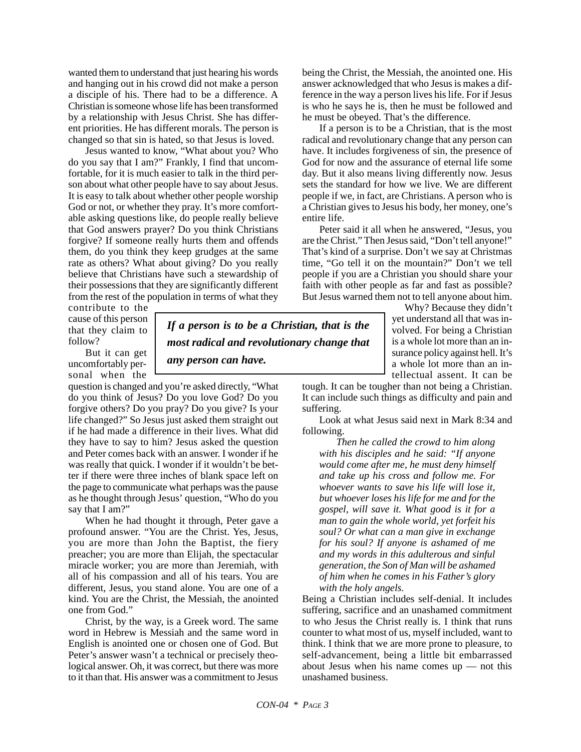wanted them to understand that just hearing his words and hanging out in his crowd did not make a person a disciple of his. There had to be a difference. A Christian is someone whose life has been transformed by a relationship with Jesus Christ. She has different priorities. He has different morals. The person is changed so that sin is hated, so that Jesus is loved.

Jesus wanted to know, "What about you? Who do you say that I am?" Frankly, I find that uncomfortable, for it is much easier to talk in the third person about what other people have to say about Jesus. It is easy to talk about whether other people worship God or not, or whether they pray. It's more comfortable asking questions like, do people really believe that God answers prayer? Do you think Christians forgive? If someone really hurts them and offends them, do you think they keep grudges at the same rate as others? What about giving? Do you really believe that Christians have such a stewardship of their possessions that they are significantly different from the rest of the population in terms of what they contribute to the cause of this person that they claim to follow?

But it can get uncomfortably personal when the question is changed and you're asked directly, "What do you think of Jesus? Do you love God? Do you forgive others? Do you pray? Do you give? Is your life changed?" So Jesus just asked them straight out if he had made a difference in their lives. What did they have to say to him? Jesus asked the question and Peter comes back with an answer. I wonder if he was really that quick. I wonder if it wouldn't be better if there were three inches of blank space left on the page to communicate what perhaps was the pause as he thought through Jesus' question, "Who do you say that I am?"

When he had thought it through, Peter gave a profound answer. "You are the Christ. Yes, Jesus, you are more than John the Baptist, the fiery preacher; you are more than Elijah, the spectacular miracle worker; you are more than Jeremiah, with all of his compassion and all of his tears. You are different, Jesus, you stand alone. You are one of a kind. You are the Christ, the Messiah, the anointed one from God."

Christ, by the way, is a Greek word. The same word in Hebrew is Messiah and the same word in English is anointed one or chosen one of God. But Peter's answer wasn't a technical or precisely theological answer. Oh, it was correct, but there was more to it than that. His answer was a commitment to Jesus being the Christ, the Messiah, the anointed one. His answer acknowledged that who Jesus is makes a difference in the way a person lives his life. For if Jesus is who he says he is, then he must be followed and he must be obeyed. That's the difference.

If a person is to be a Christian, that is the most radical and revolutionary change that any person can have. It includes forgiveness of sin, the presence of God for now and the assurance of eternal life some day. But it also means living differently now. Jesus sets the standard for how we live. We are different people if we, in fact, are Christians. A person who is a Christian gives to Jesus his body, her money, one's entire life.

> ***If a person is to be a Christian, that is the most radical and revolutionary change that any person can have.***

Peter said it all when he answered, "Jesus, you are the Christ." Then Jesus said, "Don't tell anyone!" That's kind of a surprise. Don't we say at Christmas time, "Go tell it on the mountain?" Don't we tell people if you are a Christian you should share your faith with other people as far and fast as possible? But Jesus warned them not to tell anyone about him.

Why? Because they didn't yet understand all that was involved. For being a Christian is a whole lot more than an insurance policy against hell. It's a whole lot more than an intellectual assent. It can be tough. It can be tougher than not being a Christian. It can include such things as difficulty and pain and suffering.

Look at what Jesus said next in Mark 8:34 and following.

> *Then he called the crowd to him along with his disciples and he said: "If anyone would come after me, he must deny himself and take up his cross and follow me. For whoever wants to save his life will lose it, but whoever loses his life for me and for the gospel, will save it. What good is it for a man to gain the whole world, yet forfeit his soul? Or what can a man give in exchange for his soul? If anyone is ashamed of me and my words in this adulterous and sinful generation, the Son of Man will be ashamed of him when he comes in his Father's glory with the holy angels.*

Being a Christian includes self-denial. It includes suffering, sacrifice and an unashamed commitment to who Jesus the Christ really is. I think that runs counter to what most of us, myself included, want to think. I think that we are more prone to pleasure, to self-advancement, being a little bit embarrassed about Jesus when his name comes up — not this unashamed business.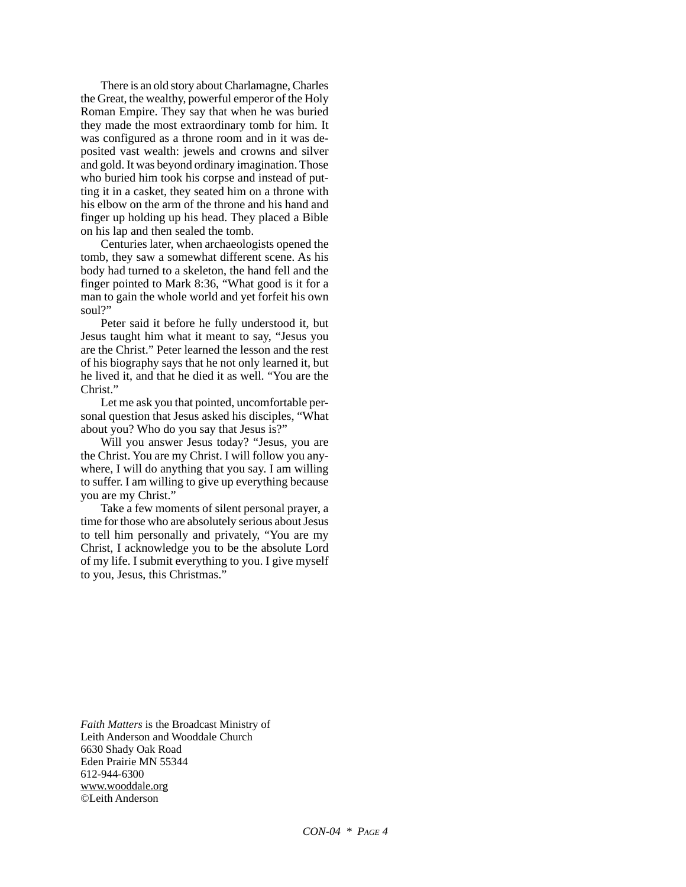There is an old story about Charlamagne, Charles the Great, the wealthy, powerful emperor of the Holy Roman Empire. They say that when he was buried they made the most extraordinary tomb for him. It was configured as a throne room and in it was deposited vast wealth: jewels and crowns and silver and gold. It was beyond ordinary imagination. Those who buried him took his corpse and instead of putting it in a casket, they seated him on a throne with his elbow on the arm of the throne and his hand and finger up holding up his head. They placed a Bible on his lap and then sealed the tomb.

Centuries later, when archaeologists opened the tomb, they saw a somewhat different scene. As his body had turned to a skeleton, the hand fell and the finger pointed to Mark 8:36, "What good is it for a man to gain the whole world and yet forfeit his own soul?"

Peter said it before he fully understood it, but Jesus taught him what it meant to say, "Jesus you are the Christ." Peter learned the lesson and the rest of his biography says that he not only learned it, but he lived it, and that he died it as well. "You are the Christ."

Let me ask you that pointed, uncomfortable personal question that Jesus asked his disciples, "What about you? Who do you say that Jesus is?"

Will you answer Jesus today? "Jesus, you are the Christ. You are my Christ. I will follow you anywhere, I will do anything that you say. I am willing to suffer. I am willing to give up everything because you are my Christ."

Take a few moments of silent personal prayer, a time for those who are absolutely serious about Jesus to tell him personally and privately, "You are my Christ, I acknowledge you to be the absolute Lord of my life. I submit everything to you. I give myself to you, Jesus, this Christmas."

*Faith Matters* is the Broadcast Ministry of
Leith Anderson and Wooddale Church
6630 Shady Oak Road
Eden Prairie MN 55344
612-944-6300
www.wooddale.org
©Leith Anderson